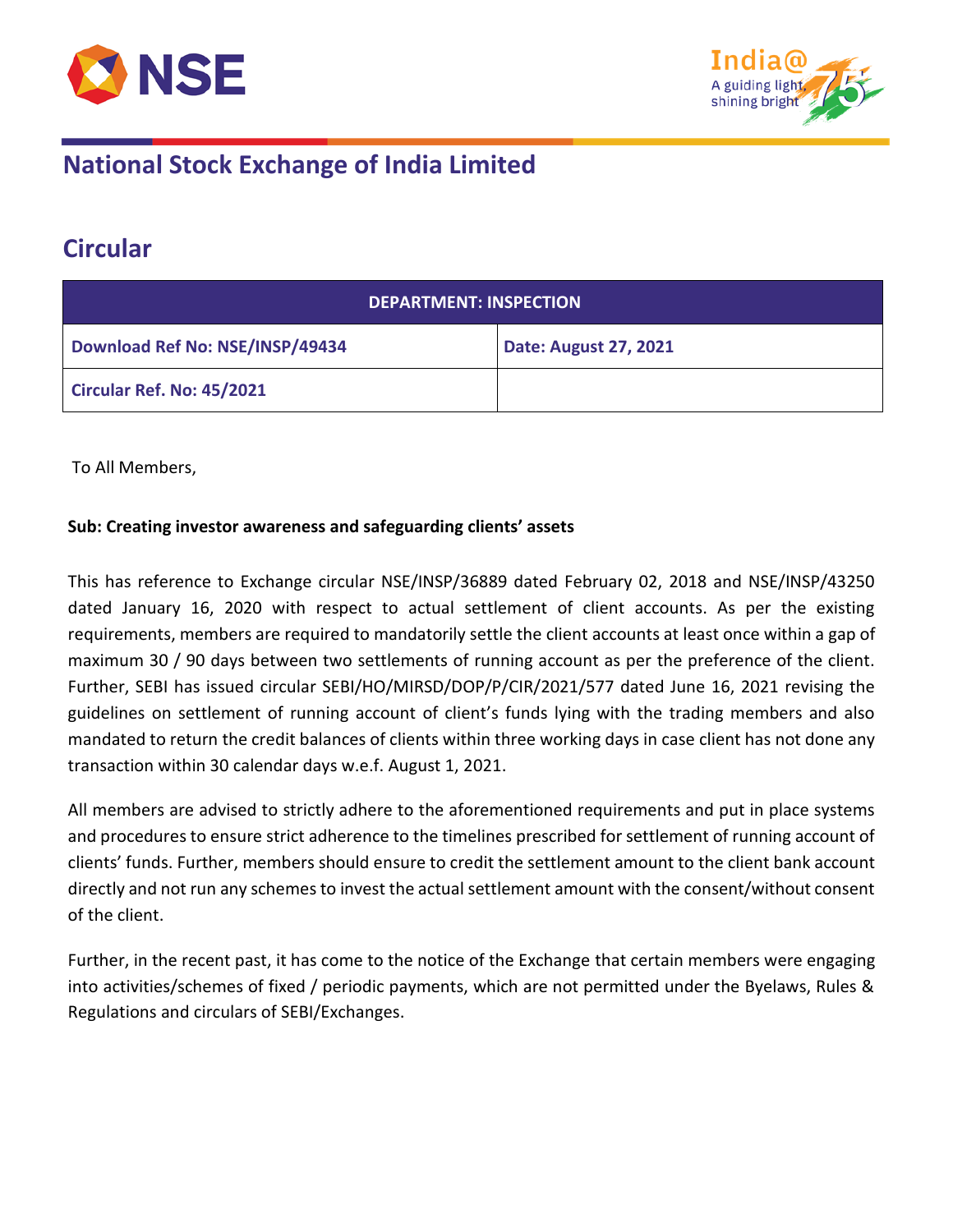# National Stock Exchange of India Limited

## Circular

| DEPARTMENT: INSPECTION | |
|---|---|
| Download Ref No: NSE/INSP/49434 | Date: August 27, 2021 |
| Circular Ref. No: 45/2021 | |

To All Members,

**Sub: Creating investor awareness and safeguarding clients' assets**

This has reference to Exchange circular NSE/INSP/36889 dated February 02, 2018 and NSE/INSP/43250 dated January 16, 2020 with respect to actual settlement of client accounts. As per the existing requirements, members are required to mandatorily settle the client accounts at least once within a gap of maximum 30 / 90 days between two settlements of running account as per the preference of the client. Further, SEBI has issued circular SEBI/HO/MIRSD/DOP/P/CIR/2021/577 dated June 16, 2021 revising the guidelines on settlement of running account of client's funds lying with the trading members and also mandated to return the credit balances of clients within three working days in case client has not done any transaction within 30 calendar days w.e.f. August 1, 2021.

All members are advised to strictly adhere to the aforementioned requirements and put in place systems and procedures to ensure strict adherence to the timelines prescribed for settlement of running account of clients' funds. Further, members should ensure to credit the settlement amount to the client bank account directly and not run any schemes to invest the actual settlement amount with the consent/without consent of the client.

Further, in the recent past, it has come to the notice of the Exchange that certain members were engaging into activities/schemes of fixed / periodic payments, which are not permitted under the Byelaws, Rules & Regulations and circulars of SEBI/Exchanges.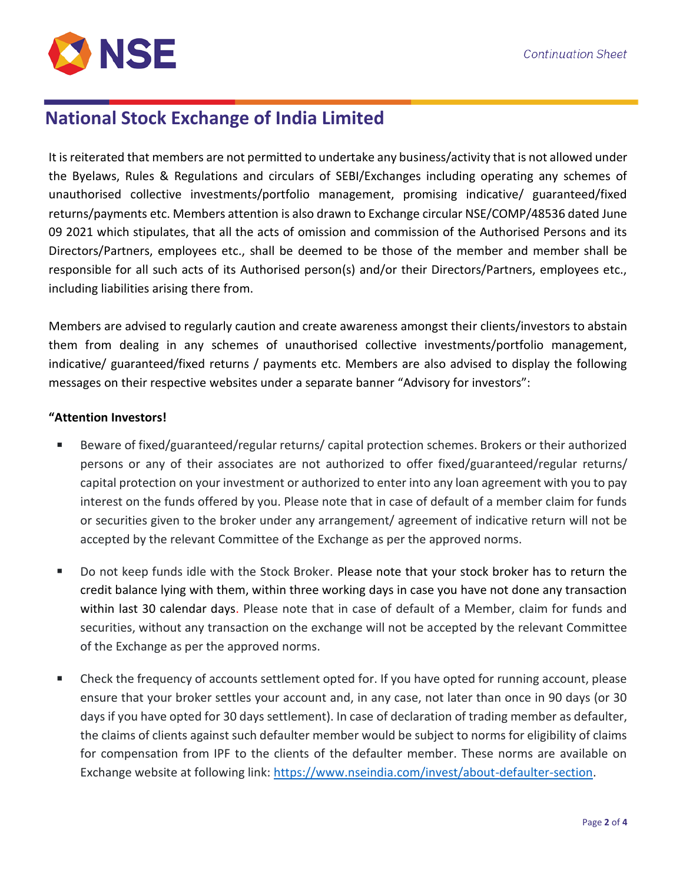It is reiterated that members are not permitted to undertake any business/activity that is not allowed under the Byelaws, Rules & Regulations and circulars of SEBI/Exchanges including operating any schemes of unauthorised collective investments/portfolio management, promising indicative/ guaranteed/fixed returns/payments etc. Members attention is also drawn to Exchange circular NSE/COMP/48536 dated June 09 2021 which stipulates, that all the acts of omission and commission of the Authorised Persons and its Directors/Partners, employees etc., shall be deemed to be those of the member and member shall be responsible for all such acts of its Authorised person(s) and/or their Directors/Partners, employees etc., including liabilities arising there from.

Members are advised to regularly caution and create awareness amongst their clients/investors to abstain them from dealing in any schemes of unauthorised collective investments/portfolio management, indicative/ guaranteed/fixed returns / payments etc. Members are also advised to display the following messages on their respective websites under a separate banner "Advisory for investors":

**"Attention Investors!**

- Beware of fixed/guaranteed/regular returns/ capital protection schemes. Brokers or their authorized persons or any of their associates are not authorized to offer fixed/guaranteed/regular returns/ capital protection on your investment or authorized to enter into any loan agreement with you to pay interest on the funds offered by you. Please note that in case of default of a member claim for funds or securities given to the broker under any arrangement/ agreement of indicative return will not be accepted by the relevant Committee of the Exchange as per the approved norms.

- Do not keep funds idle with the Stock Broker. Please note that your stock broker has to return the credit balance lying with them, within three working days in case you have not done any transaction within last 30 calendar days. Please note that in case of default of a Member, claim for funds and securities, without any transaction on the exchange will not be accepted by the relevant Committee of the Exchange as per the approved norms.

- Check the frequency of accounts settlement opted for. If you have opted for running account, please ensure that your broker settles your account and, in any case, not later than once in 90 days (or 30 days if you have opted for 30 days settlement). In case of declaration of trading member as defaulter, the claims of clients against such defaulter member would be subject to norms for eligibility of claims for compensation from IPF to the clients of the defaulter member. These norms are available on Exchange website at following link: https://www.nseindia.com/invest/about-defaulter-section.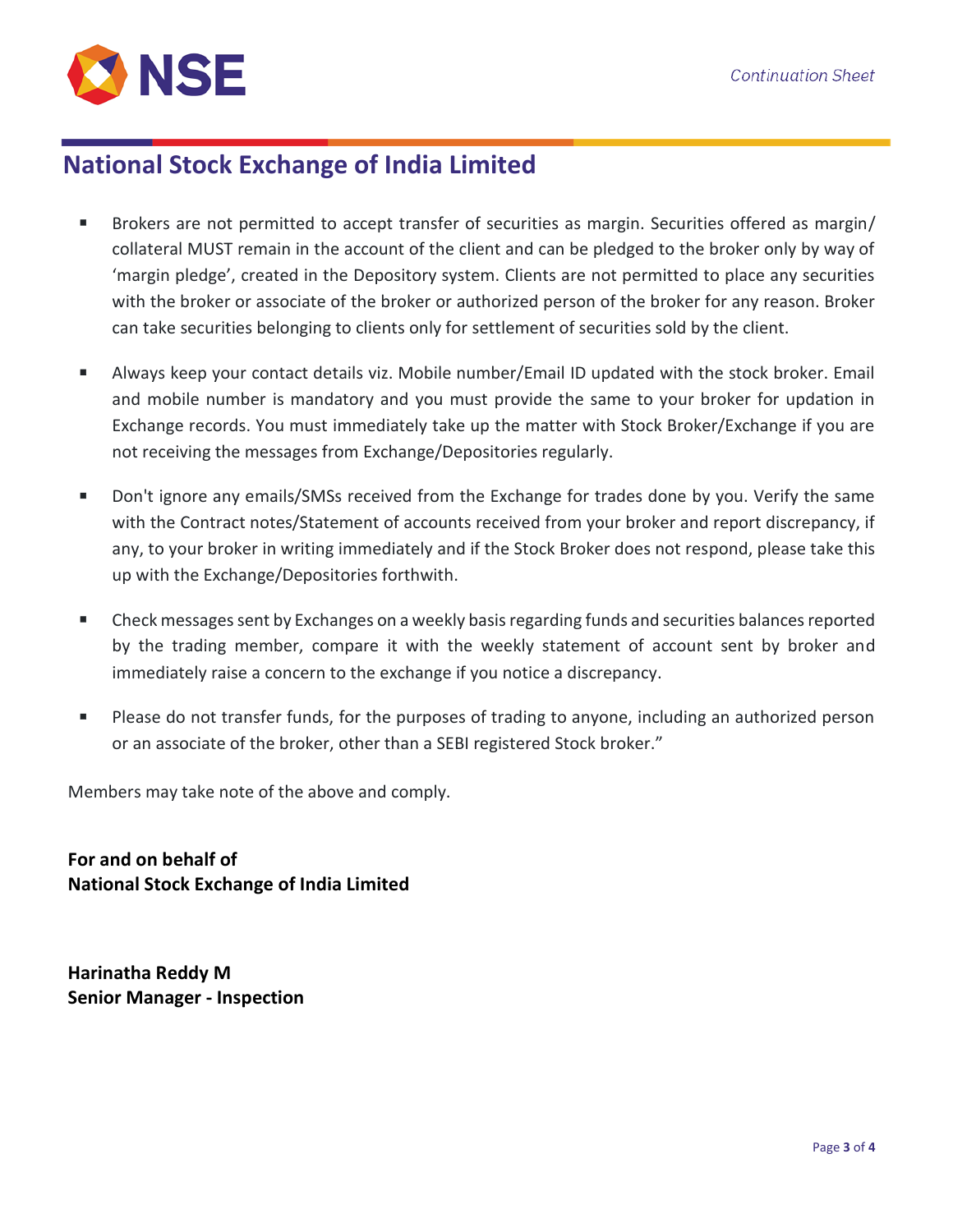- Brokers are not permitted to accept transfer of securities as margin. Securities offered as margin/ collateral MUST remain in the account of the client and can be pledged to the broker only by way of 'margin pledge', created in the Depository system. Clients are not permitted to place any securities with the broker or associate of the broker or authorized person of the broker for any reason. Broker can take securities belonging to clients only for settlement of securities sold by the client.

- Always keep your contact details viz. Mobile number/Email ID updated with the stock broker. Email and mobile number is mandatory and you must provide the same to your broker for updation in Exchange records. You must immediately take up the matter with Stock Broker/Exchange if you are not receiving the messages from Exchange/Depositories regularly.

- Don't ignore any emails/SMSs received from the Exchange for trades done by you. Verify the same with the Contract notes/Statement of accounts received from your broker and report discrepancy, if any, to your broker in writing immediately and if the Stock Broker does not respond, please take this up with the Exchange/Depositories forthwith.

- Check messages sent by Exchanges on a weekly basis regarding funds and securities balances reported by the trading member, compare it with the weekly statement of account sent by broker and immediately raise a concern to the exchange if you notice a discrepancy.

- Please do not transfer funds, for the purposes of trading to anyone, including an authorized person or an associate of the broker, other than a SEBI registered Stock broker."

Members may take note of the above and comply.

**For and on behalf of**
**National Stock Exchange of India Limited**

**Harinatha Reddy M**
**Senior Manager - Inspection**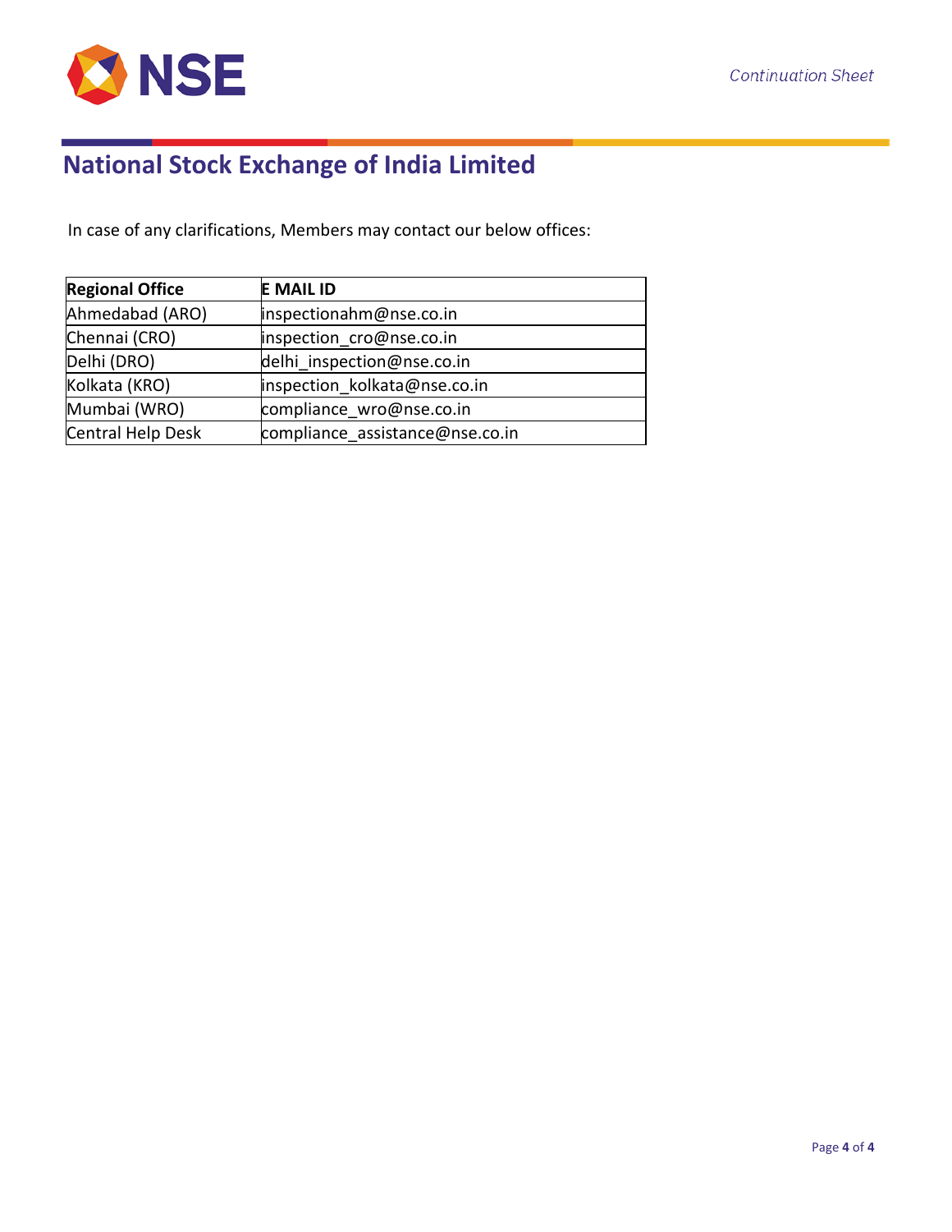In case of any clarifications, Members may contact our below offices:

| **Regional Office** | **E MAIL ID** |
|---|---|
| Ahmedabad (ARO) | inspectionahm@nse.co.in |
| Chennai (CRO) | inspection_cro@nse.co.in |
| Delhi (DRO) | delhi_inspection@nse.co.in |
| Kolkata (KRO) | inspection_kolkata@nse.co.in |
| Mumbai (WRO) | compliance_wro@nse.co.in |
| Central Help Desk | compliance_assistance@nse.co.in |